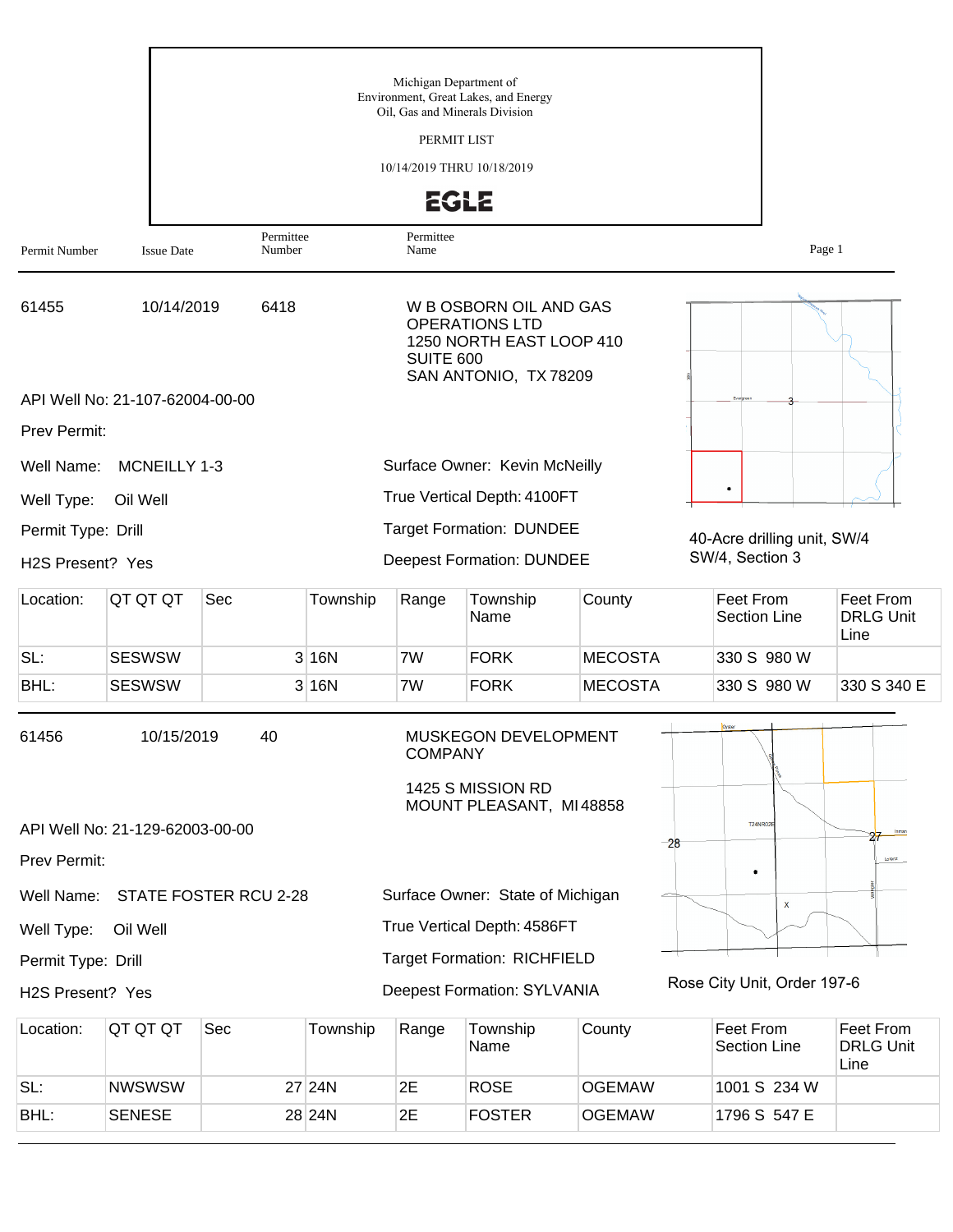Michigan Department of
Environment, Great Lakes, and Energy
Oil, Gas and Minerals Division

PERMIT LIST

10/14/2019 THRU 10/18/2019

EGLE

| Permit Number | Issue Date | Permittee Number | Permittee Name |
|---|---|---|---|

---

**61455** | 10/14/2019 | 6418 | W B OSBORN OIL AND GAS OPERATIONS LTD
1250 NORTH EAST LOOP 410
SUITE 600
SAN ANTONIO, TX 78209

API Well No: 21-107-62004-00-00

Prev Permit:

Well Name: MCNEILLY 1-3

Well Type: Oil Well

Permit Type: Drill

H2S Present? Yes

Surface Owner: Kevin McNeilly

True Vertical Depth: 4100FT

Target Formation: DUNDEE

Deepest Formation: DUNDEE

40-Acre drilling unit, SW/4 SW/4, Section 3

| Location: | QT QT QT | Sec | Township | Range | Township Name | County | Feet From Section Line | Feet From DRLG Unit Line |
|---|---|---|---|---|---|---|---|---|
| SL: | SESWSW | 3 | 16N | 7W | FORK | MECOSTA | 330 S 980 W | |
| BHL: | SESWSW | 3 | 16N | 7W | FORK | MECOSTA | 330 S 980 W | 330 S 340 E |

---

**61456** | 10/15/2019 | 40 | MUSKEGON DEVELOPMENT COMPANY
1425 S MISSION RD
MOUNT PLEASANT, MI 48858

API Well No: 21-129-62003-00-00

Prev Permit:

Well Name: STATE FOSTER RCU 2-28

Well Type: Oil Well

Permit Type: Drill

H2S Present? Yes

Surface Owner: State of Michigan

True Vertical Depth: 4586FT

Target Formation: RICHFIELD

Deepest Formation: SYLVANIA

Rose City Unit, Order 197-6

| Location: | QT QT QT | Sec | Township | Range | Township Name | County | Feet From Section Line | Feet From DRLG Unit Line |
|---|---|---|---|---|---|---|---|---|
| SL: | NWSWSW | 27 | 24N | 2E | ROSE | OGEMAW | 1001 S 234 W | |
| BHL: | SENESE | 28 | 24N | 2E | FOSTER | OGEMAW | 1796 S 547 E | |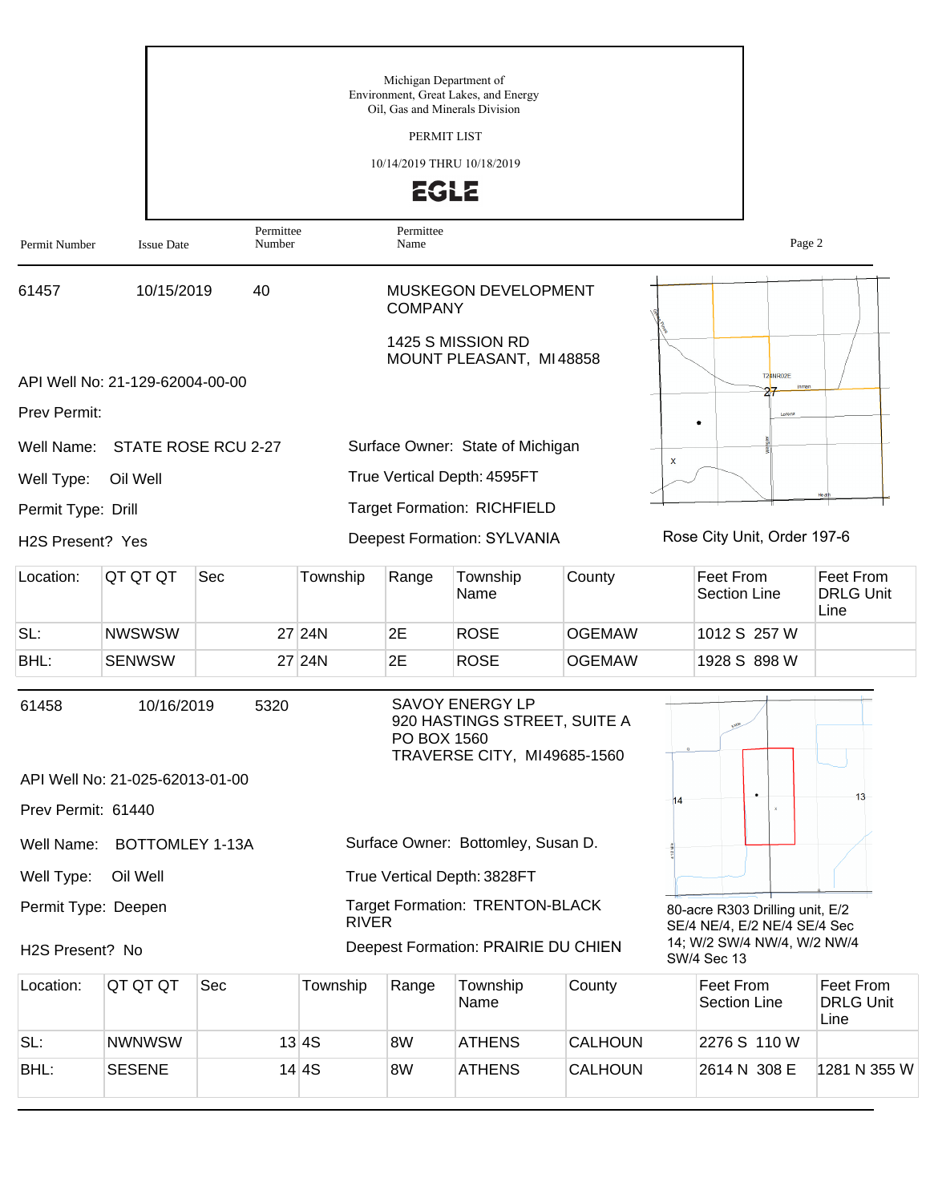Michigan Department of
Environment, Great Lakes, and Energy
Oil, Gas and Minerals Division

PERMIT LIST

10/14/2019 THRU 10/18/2019

EGLE

| Permit Number | Issue Date | Permittee Number | Permittee Name |
|---|---|---|---|

---

**61457** | 10/15/2019 | 40 | MUSKEGON DEVELOPMENT COMPANY
1425 S MISSION RD
MOUNT PLEASANT, MI 48858

API Well No: 21-129-62004-00-00

Prev Permit:

Well Name: STATE ROSE RCU 2-27

Well Type: Oil Well

Permit Type: Drill

H2S Present? Yes

Surface Owner: State of Michigan

True Vertical Depth: 4595FT

Target Formation: RICHFIELD

Deepest Formation: SYLVANIA

Rose City Unit, Order 197-6

| Location: | QT QT QT | Sec | Township | Range | Township Name | County | Feet From Section Line | Feet From DRLG Unit Line |
|---|---|---|---|---|---|---|---|---|
| SL: | NWSWSW | 27 | 24N | 2E | ROSE | OGEMAW | 1012 S 257 W | |
| BHL: | SENWSW | 27 | 24N | 2E | ROSE | OGEMAW | 1928 S 898 W | |

---

**61458** | 10/16/2019 | 5320 | SAVOY ENERGY LP
920 HASTINGS STREET, SUITE A
PO BOX 1560
TRAVERSE CITY, MI 49685-1560

API Well No: 21-025-62013-01-00

Prev Permit: 61440

Well Name: BOTTOMLEY 1-13A

Well Type: Oil Well

Permit Type: Deepen

H2S Present? No

Surface Owner: Bottomley, Susan D.

True Vertical Depth: 3828FT

Target Formation: TRENTON-BLACK RIVER

Deepest Formation: PRAIRIE DU CHIEN

80-acre R303 Drilling unit, E/2 SE/4 NE/4, E/2 NE/4 SE/4 Sec 14; W/2 SW/4 NW/4, W/2 NW/4 SW/4 Sec 13

| Location: | QT QT QT | Sec | Township | Range | Township Name | County | Feet From Section Line | Feet From DRLG Unit Line |
|---|---|---|---|---|---|---|---|---|
| SL: | NWNWSW | 13 | 4S | 8W | ATHENS | CALHOUN | 2276 S 110 W | |
| BHL: | SESENE | 14 | 4S | 8W | ATHENS | CALHOUN | 2614 N 308 E | 1281 N 355 W |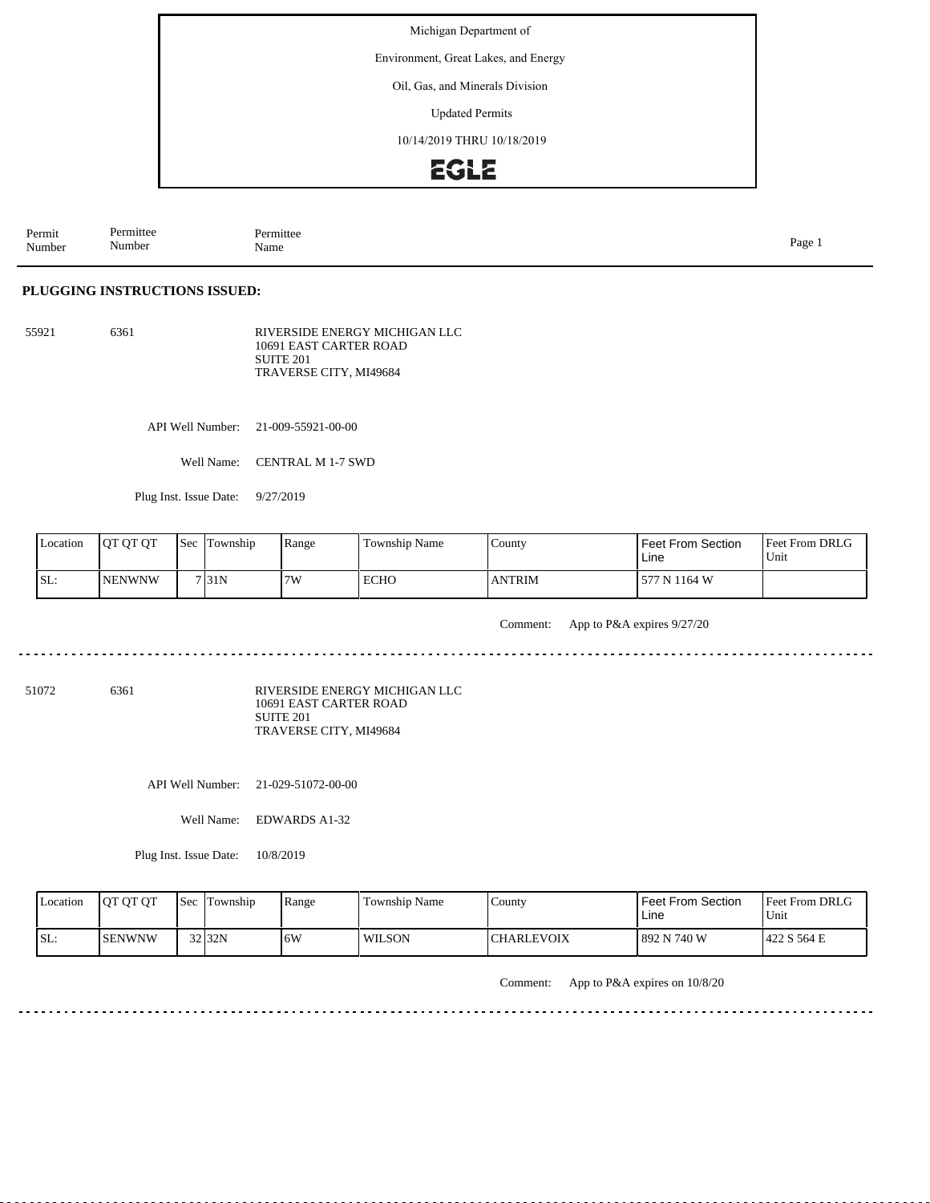Michigan Department of

Environment, Great Lakes, and Energy

Oil, Gas, and Minerals Division

Updated Permits

10/14/2019 THRU 10/18/2019

EGLE

| Permit Number | Permittee Number | Permittee Name |
|---|---|---|

## PLUGGING INSTRUCTIONS ISSUED:

55921 6361 RIVERSIDE ENERGY MICHIGAN LLC
10691 EAST CARTER ROAD
SUITE 201
TRAVERSE CITY, MI49684

API Well Number: 21-009-55921-00-00

Well Name: CENTRAL M 1-7 SWD

Plug Inst. Issue Date: 9/27/2019

| Location | QT QT QT | Sec | Township | Range | Township Name | County | Feet From Section Line | Feet From DRLG Unit |
|---|---|---|---|---|---|---|---|---|
| SL: | NENWNW | 7 | 31N | 7W | ECHO | ANTRIM | 577 N 1164 W | |

Comment: App to P&A expires 9/27/20

---

51072 6361 RIVERSIDE ENERGY MICHIGAN LLC
10691 EAST CARTER ROAD
SUITE 201
TRAVERSE CITY, MI49684

API Well Number: 21-029-51072-00-00

Well Name: EDWARDS A1-32

Plug Inst. Issue Date: 10/8/2019

| Location | QT QT QT | Sec | Township | Range | Township Name | County | Feet From Section Line | Feet From DRLG Unit |
|---|---|---|---|---|---|---|---|---|
| SL: | SENWNW | 32 | 32N | 6W | WILSON | CHARLEVOIX | 892 N 740 W | 422 S 564 E |

Comment: App to P&A expires on 10/8/20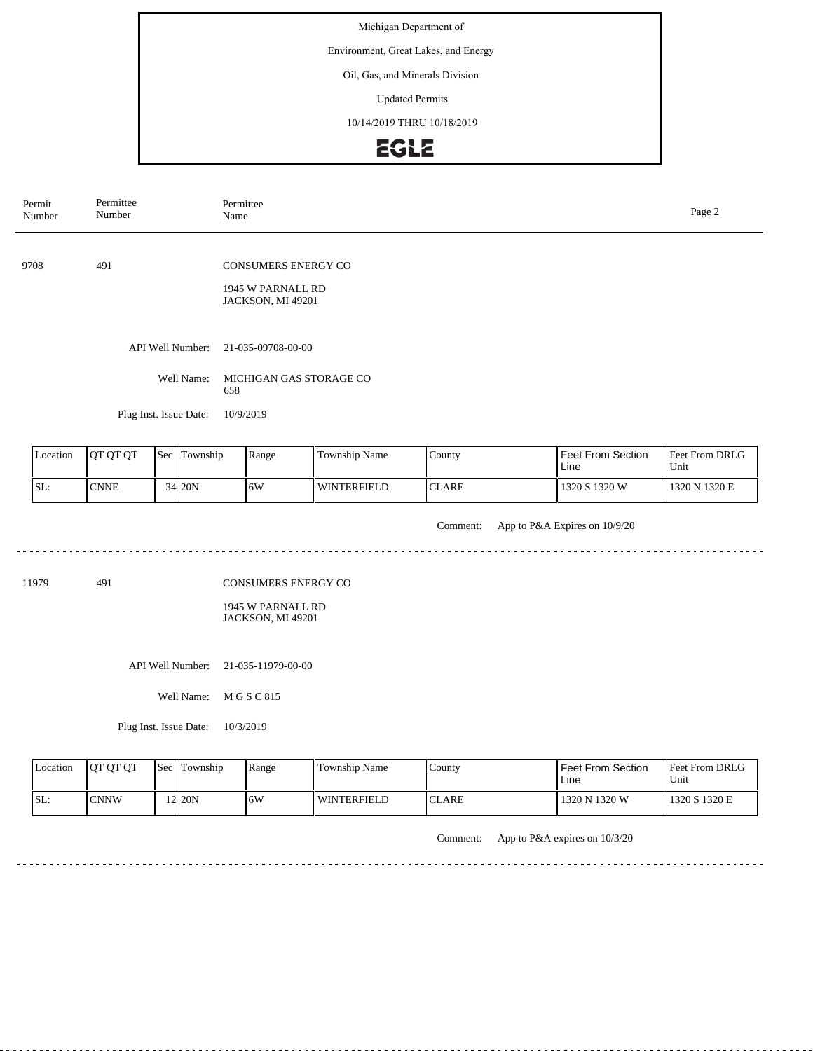Michigan Department of

Environment, Great Lakes, and Energy

Oil, Gas, and Minerals Division

Updated Permits

10/14/2019 THRU 10/18/2019

EGLE

| Permit Number | Permittee Number | Permittee Name |
|---|---|---|

9708 491 CONSUMERS ENERGY CO

1945 W PARNALL RD
JACKSON, MI 49201

API Well Number: 21-035-09708-00-00

Well Name: MICHIGAN GAS STORAGE CO 658

Plug Inst. Issue Date: 10/9/2019

| Location | QT QT QT | Sec | Township | Range | Township Name | County | Feet From Section Line | Feet From DRLG Unit |
|---|---|---|---|---|---|---|---|---|
| SL: | CNNE | 34 | 20N | 6W | WINTERFIELD | CLARE | 1320 S 1320 W | 1320 N 1320 E |

Comment: App to P&A Expires on 10/9/20

---

11979 491 CONSUMERS ENERGY CO

1945 W PARNALL RD
JACKSON, MI 49201

API Well Number: 21-035-11979-00-00

Well Name: M G S C 815

Plug Inst. Issue Date: 10/3/2019

| Location | QT QT QT | Sec | Township | Range | Township Name | County | Feet From Section Line | Feet From DRLG Unit |
|---|---|---|---|---|---|---|---|---|
| SL: | CNNW | 12 | 20N | 6W | WINTERFIELD | CLARE | 1320 N 1320 W | 1320 S 1320 E |

Comment: App to P&A expires on 10/3/20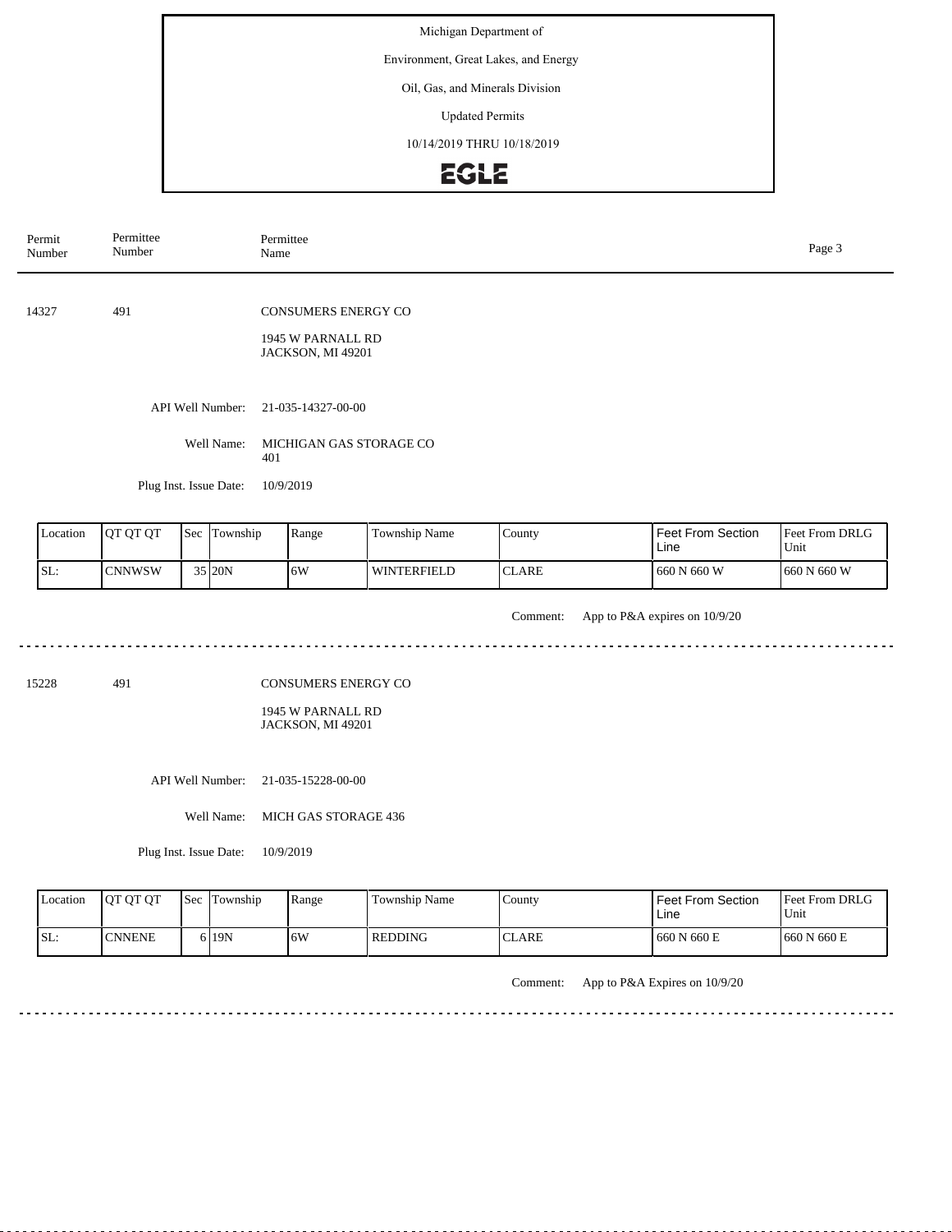Michigan Department of

Environment, Great Lakes, and Energy

Oil, Gas, and Minerals Division

Updated Permits

10/14/2019 THRU 10/18/2019

EGLE

| Permit Number | Permittee Number | Permittee Name |
|---|---|---|

---

**14327** 491 **CONSUMERS ENERGY CO**

1945 W PARNALL RD
JACKSON, MI 49201

API Well Number: 21-035-14327-00-00

Well Name: MICHIGAN GAS STORAGE CO 401

Plug Inst. Issue Date: 10/9/2019

| Location | QT QT QT | Sec | Township | Range | Township Name | County | Feet From Section Line | Feet From DRLG Unit |
|---|---|---|---|---|---|---|---|---|
| SL: | CNNWSW | 35 | 20N | 6W | WINTERFIELD | CLARE | 660 N 660 W | 660 N 660 W |

Comment: App to P&A expires on 10/9/20

---

**15228** 491 **CONSUMERS ENERGY CO**

1945 W PARNALL RD
JACKSON, MI 49201

API Well Number: 21-035-15228-00-00

Well Name: MICH GAS STORAGE 436

Plug Inst. Issue Date: 10/9/2019

| Location | QT QT QT | Sec | Township | Range | Township Name | County | Feet From Section Line | Feet From DRLG Unit |
|---|---|---|---|---|---|---|---|---|
| SL: | CNNENE | 6 | 19N | 6W | REDDING | CLARE | 660 N 660 E | 660 N 660 E |

Comment: App to P&A Expires on 10/9/20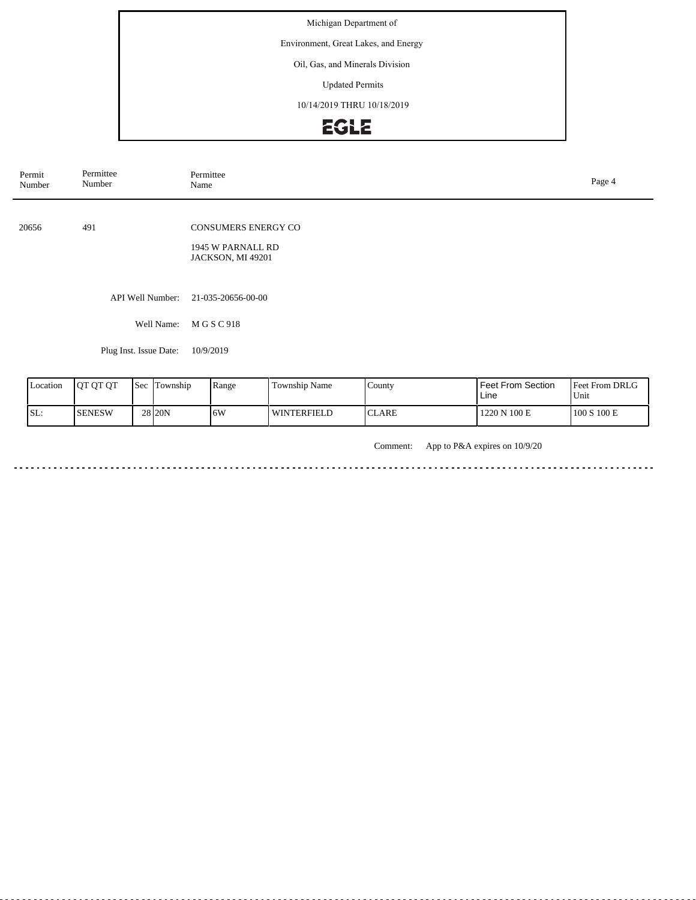Michigan Department of

Environment, Great Lakes, and Energy

Oil, Gas, and Minerals Division

Updated Permits

10/14/2019 THRU 10/18/2019

EGLE

| Permit Number | Permittee Number | Permittee Name |
|---|---|---|
| 20656 | 491 | CONSUMERS ENERGY CO |

1945 W PARNALL RD
JACKSON, MI 49201

API Well Number: 21-035-20656-00-00

Well Name: M G S C 918

Plug Inst. Issue Date: 10/9/2019

| Location | QT QT QT | Sec | Township | Range | Township Name | County | Feet From Section Line | Feet From DRLG Unit |
|---|---|---|---|---|---|---|---|---|
| SL: | SENESW | 28 | 20N | 6W | WINTERFIELD | CLARE | 1220 N 100 E | 100 S 100 E |

Comment: App to P&A expires on 10/9/20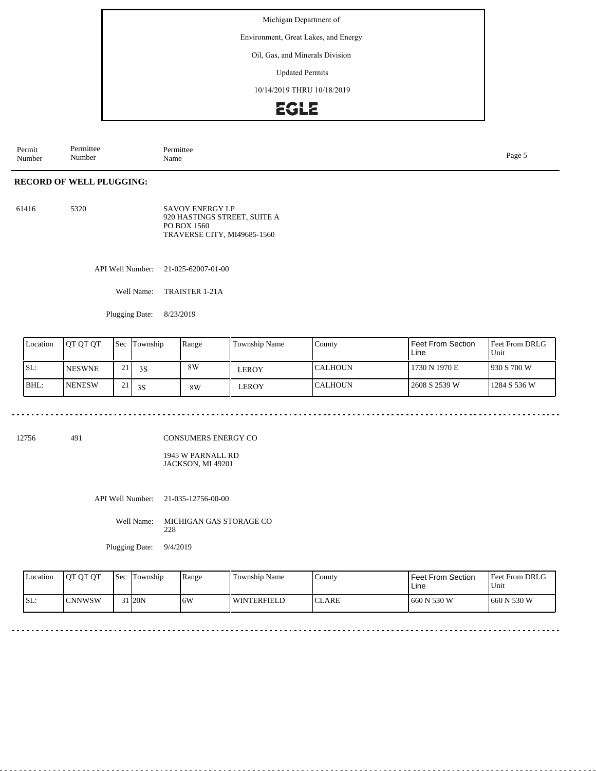Michigan Department of

Environment, Great Lakes, and Energy

Oil, Gas, and Minerals Division

Updated Permits

10/14/2019 THRU 10/18/2019

EGLE

| Permit Number | Permittee Number | Permittee Name |
|---|---|---|

**RECORD OF WELL PLUGGING:**

61416 5320

SAVOY ENERGY LP
920 HASTINGS STREET, SUITE A
PO BOX 1560
TRAVERSE CITY, MI49685-1560

API Well Number: 21-025-62007-01-00

Well Name: TRAISTER 1-21A

Plugging Date: 8/23/2019

| Location | QT QT QT | Sec | Township | Range | Township Name | County | Feet From Section Line | Feet From DRLG Unit |
|---|---|---|---|---|---|---|---|---|
| SL: | NESWNE | 21 | 3S | 8W | LEROY | CALHOUN | 1730 N 1970 E | 930 S 700 W |
| BHL: | NENESW | 21 | 3S | 8W | LEROY | CALHOUN | 2608 S 2539 W | 1284 S 536 W |

12756 491

CONSUMERS ENERGY CO

1945 W PARNALL RD
JACKSON, MI 49201

API Well Number: 21-035-12756-00-00

Well Name: MICHIGAN GAS STORAGE CO 228

Plugging Date: 9/4/2019

| Location | QT QT QT | Sec | Township | Range | Township Name | County | Feet From Section Line | Feet From DRLG Unit |
|---|---|---|---|---|---|---|---|---|
| SL: | CNNWSW | 31 | 20N | 6W | WINTERFIELD | CLARE | 660 N 530 W | 660 N 530 W |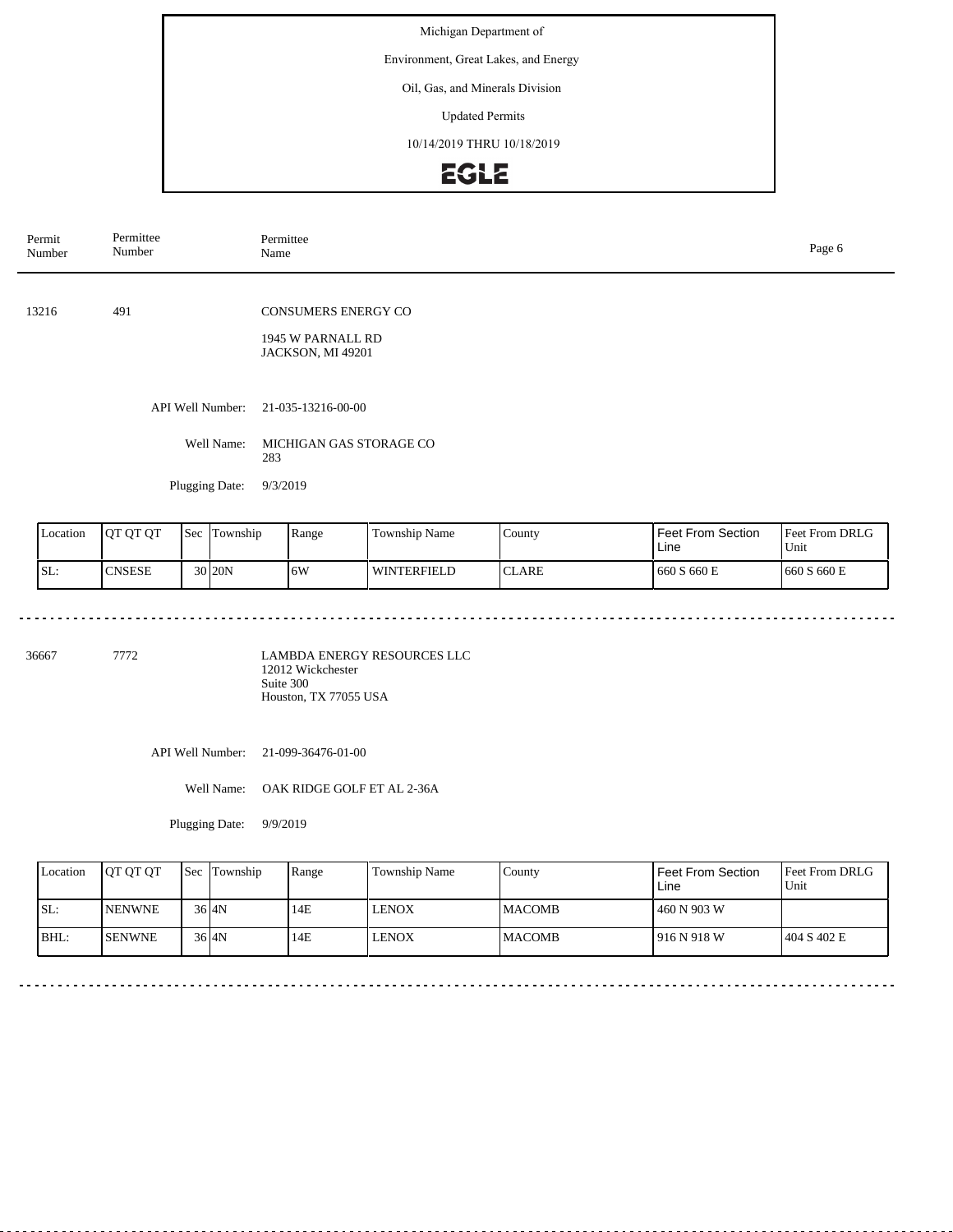Michigan Department of

Environment, Great Lakes, and Energy

Oil, Gas, and Minerals Division

Updated Permits

10/14/2019 THRU 10/18/2019

EGLE

| Permit Number | Permittee Number | Permittee Name |
|---|---|---|

13216 491 CONSUMERS ENERGY CO

1945 W PARNALL RD
JACKSON, MI 49201

API Well Number: 21-035-13216-00-00

Well Name: MICHIGAN GAS STORAGE CO 283

Plugging Date: 9/3/2019

| Location | QT QT QT | Sec | Township | Range | Township Name | County | Feet From Section Line | Feet From DRLG Unit |
|---|---|---|---|---|---|---|---|---|
| SL: | CNSESE | 30 | 20N | 6W | WINTERFIELD | CLARE | 660 S 660 E | 660 S 660 E |

---

36667 7772 LAMBDA ENERGY RESOURCES LLC
12012 Wickchester
Suite 300
Houston, TX 77055 USA

API Well Number: 21-099-36476-01-00

Well Name: OAK RIDGE GOLF ET AL 2-36A

Plugging Date: 9/9/2019

| Location | QT QT QT | Sec | Township | Range | Township Name | County | Feet From Section Line | Feet From DRLG Unit |
|---|---|---|---|---|---|---|---|---|
| SL: | NENWNE | 36 | 4N | 14E | LENOX | MACOMB | 460 N 903 W | |
| BHL: | SENWNE | 36 | 4N | 14E | LENOX | MACOMB | 916 N 918 W | 404 S 402 E |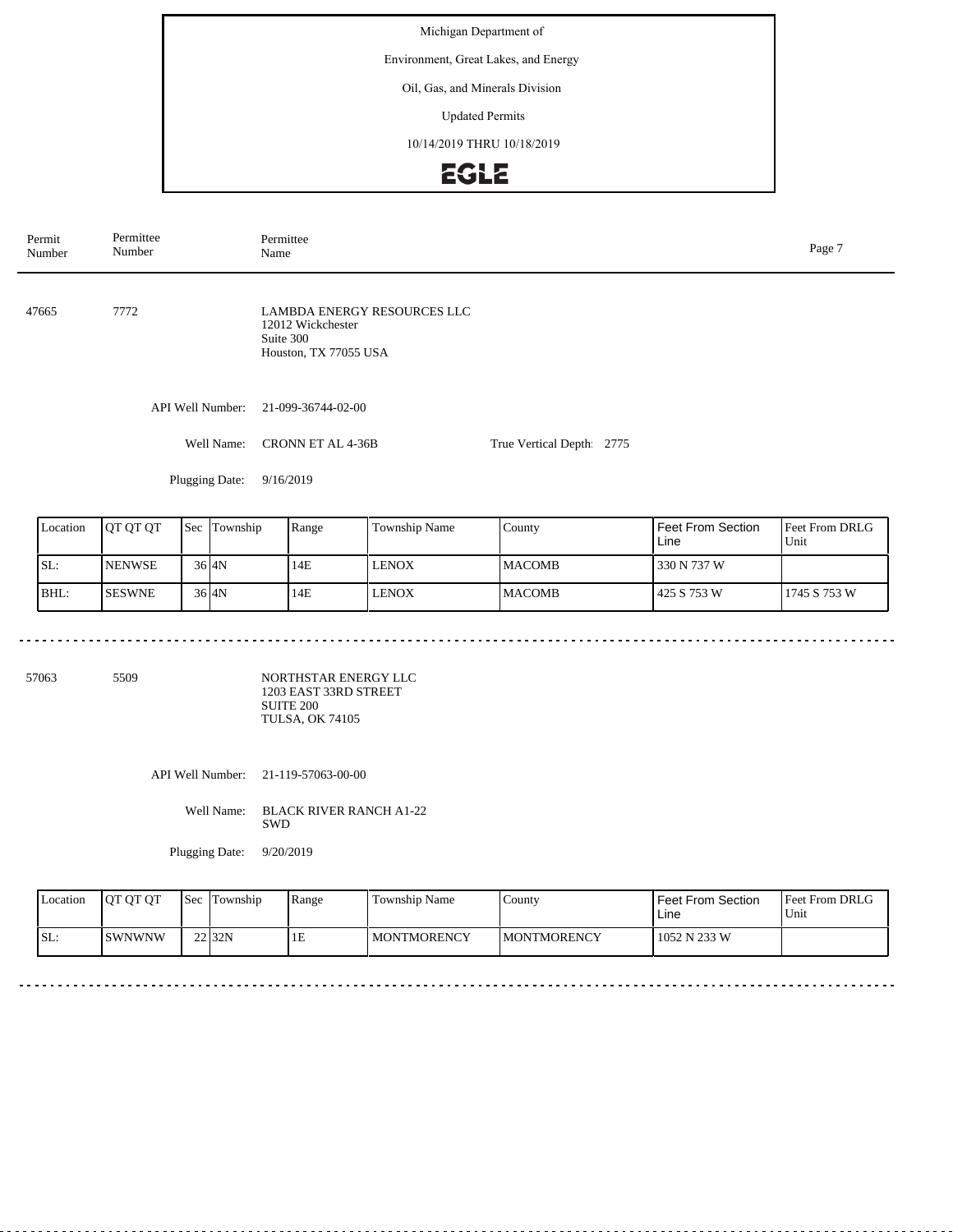Michigan Department of

Environment, Great Lakes, and Energy

Oil, Gas, and Minerals Division

Updated Permits

10/14/2019 THRU 10/18/2019

EGLE

| Permit Number | Permittee Number | Permittee Name |
|---|---|---|

---

**47665** &nbsp;&nbsp; **7772** &nbsp;&nbsp; LAMBDA ENERGY RESOURCES LLC
12012 Wickchester
Suite 300
Houston, TX 77055 USA

API Well Number: 21-099-36744-02-00

Well Name: CRONN ET AL 4-36B &nbsp;&nbsp;&nbsp; True Vertical Depth: 2775

Plugging Date: 9/16/2019

| Location | QT QT QT | Sec | Township | Range | Township Name | County | Feet From Section Line | Feet From DRLG Unit |
|---|---|---|---|---|---|---|---|---|
| SL: | NENWSE | 36 | 4N | 14E | LENOX | MACOMB | 330 N 737 W | |
| BHL: | SESWNE | 36 | 4N | 14E | LENOX | MACOMB | 425 S 753 W | 1745 S 753 W |

---

**57063** &nbsp;&nbsp; **5509** &nbsp;&nbsp; NORTHSTAR ENERGY LLC
1203 EAST 33RD STREET
SUITE 200
TULSA, OK 74105

API Well Number: 21-119-57063-00-00

Well Name: BLACK RIVER RANCH A1-22 SWD

Plugging Date: 9/20/2019

| Location | QT QT QT | Sec | Township | Range | Township Name | County | Feet From Section Line | Feet From DRLG Unit |
|---|---|---|---|---|---|---|---|---|
| SL: | SWNWNW | 22 | 32N | 1E | MONTMORENCY | MONTMORENCY | 1052 N 233 W | |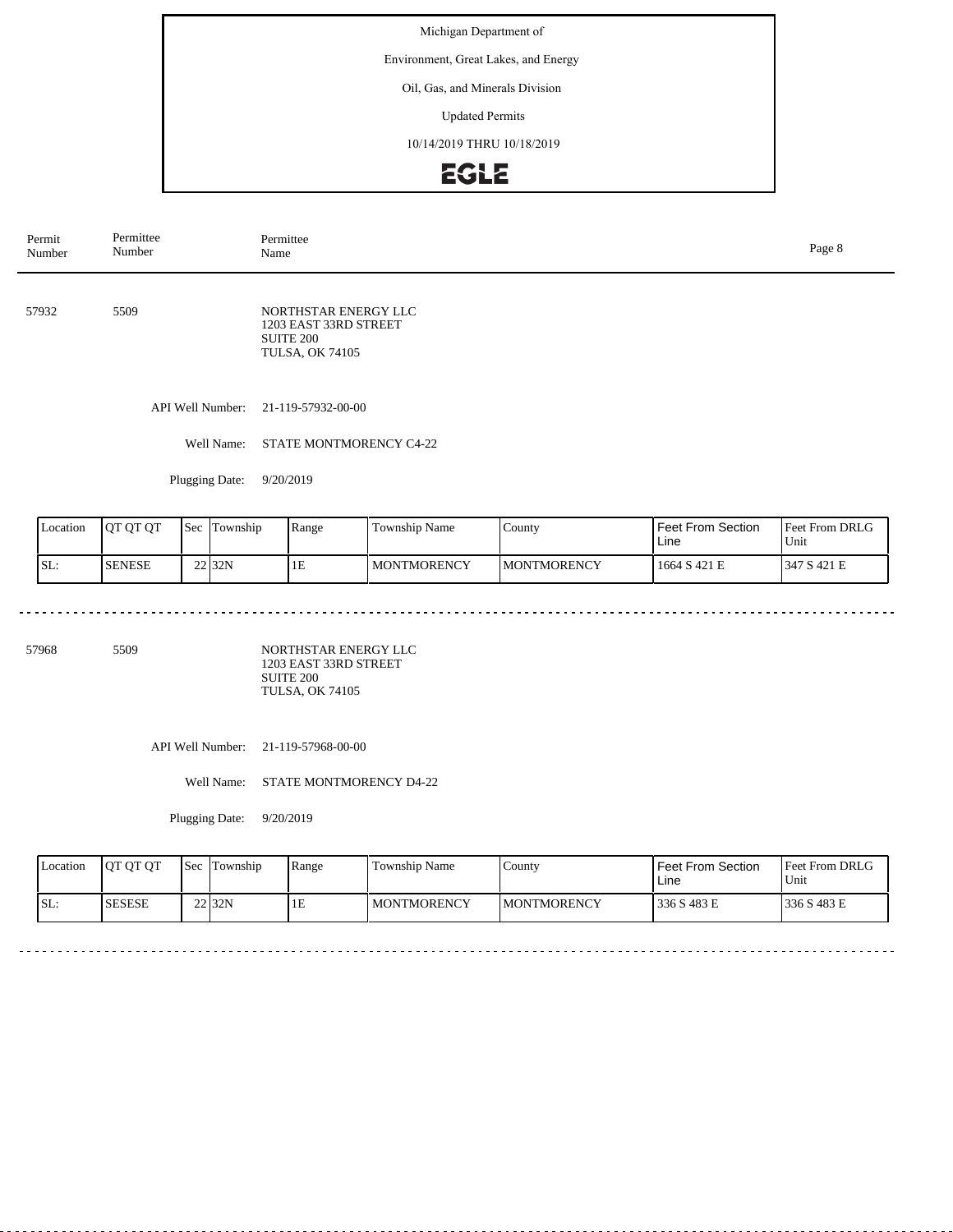Michigan Department of

Environment, Great Lakes, and Energy

Oil, Gas, and Minerals Division

Updated Permits

10/14/2019 THRU 10/18/2019

EGLE

| Permit Number | Permittee Number | Permittee Name |
|---|---|---|

---

**57932** — **5509**

NORTHSTAR ENERGY LLC
1203 EAST 33RD STREET
SUITE 200
TULSA, OK 74105

API Well Number: 21-119-57932-00-00

Well Name: STATE MONTMORENCY C4-22

Plugging Date: 9/20/2019

| Location | QT QT QT | Sec | Township | Range | Township Name | County | Feet From Section Line | Feet From DRLG Unit |
|---|---|---|---|---|---|---|---|---|
| SL: | SENESE | 22 | 32N | 1E | MONTMORENCY | MONTMORENCY | 1664 S 421 E | 347 S 421 E |

---

**57968** — **5509**

NORTHSTAR ENERGY LLC
1203 EAST 33RD STREET
SUITE 200
TULSA, OK 74105

API Well Number: 21-119-57968-00-00

Well Name: STATE MONTMORENCY D4-22

Plugging Date: 9/20/2019

| Location | QT QT QT | Sec | Township | Range | Township Name | County | Feet From Section Line | Feet From DRLG Unit |
|---|---|---|---|---|---|---|---|---|
| SL: | SESESE | 22 | 32N | 1E | MONTMORENCY | MONTMORENCY | 336 S 483 E | 336 S 483 E |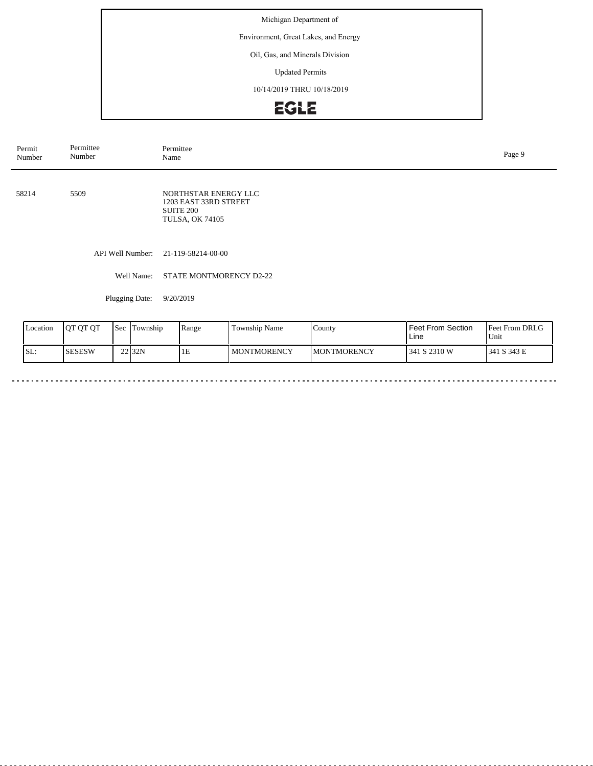Michigan Department of

Environment, Great Lakes, and Energy

Oil, Gas, and Minerals Division

Updated Permits

10/14/2019 THRU 10/18/2019

EGLE

| Permit Number | Permittee Number | Permittee Name |
|---|---|---|
| 58214 | 5509 | NORTHSTAR ENERGY LLC<br>1203 EAST 33RD STREET<br>SUITE 200<br>TULSA, OK 74105 |

API Well Number: 21-119-58214-00-00

Well Name: STATE MONTMORENCY D2-22

Plugging Date: 9/20/2019

| Location | QT QT QT | Sec | Township | Range | Township Name | County | Feet From Section Line | Feet From DRLG Unit |
|---|---|---|---|---|---|---|---|---|
| SL: | SESESW | 22 | 32N | 1E | MONTMORENCY | MONTMORENCY | 341 S 2310 W | 341 S 343 E |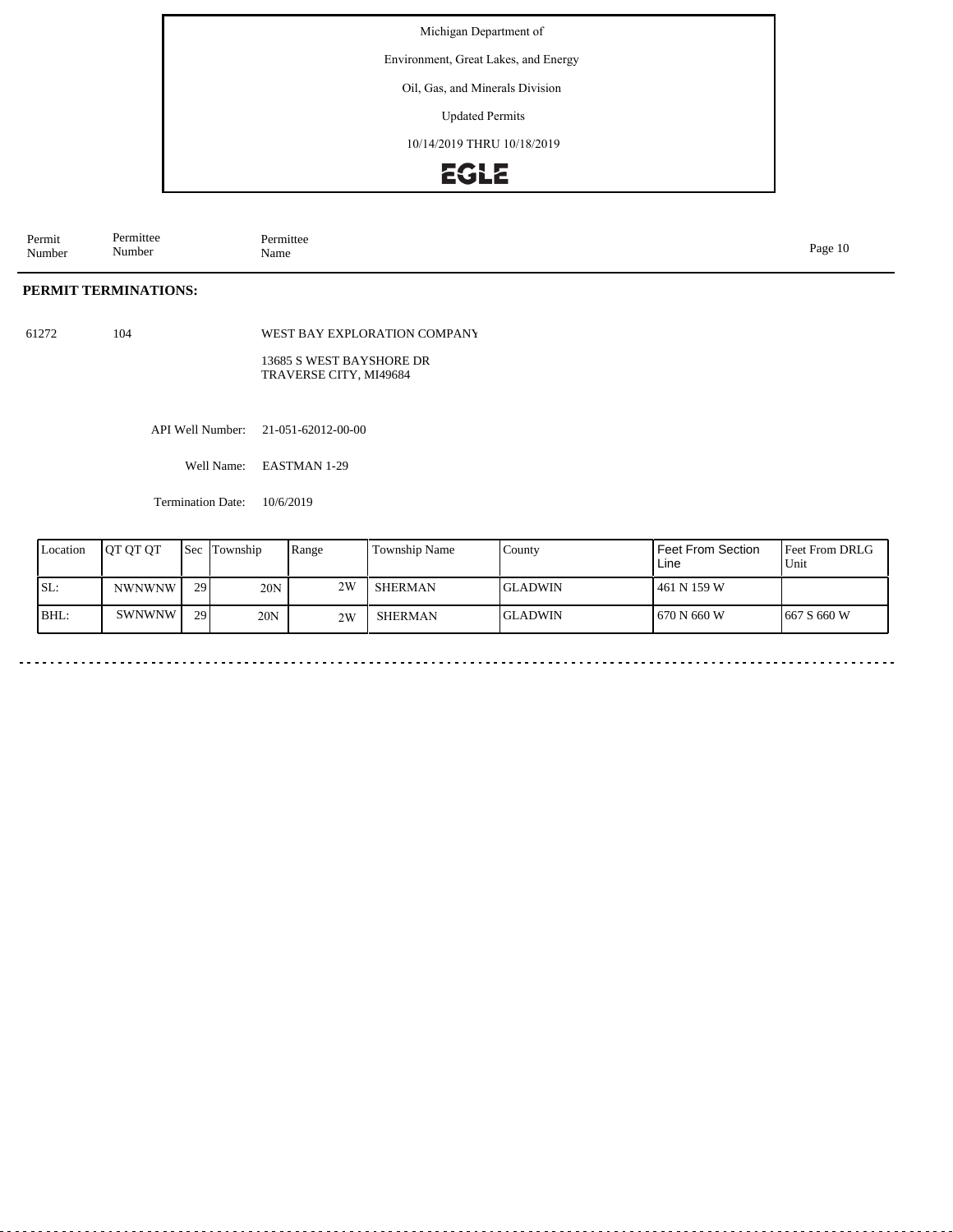Michigan Department of

Environment, Great Lakes, and Energy

Oil, Gas, and Minerals Division

Updated Permits

10/14/2019 THRU 10/18/2019

| Permit Number | Permittee Number | Permittee Name |
|---|---|---|

## PERMIT TERMINATIONS:

61272 &nbsp;&nbsp; 104 &nbsp;&nbsp; WEST BAY EXPLORATION COMPANY

13685 S WEST BAYSHORE DR
TRAVERSE CITY, MI49684

API Well Number: 21-051-62012-00-00

Well Name: EASTMAN 1-29

Termination Date: 10/6/2019

| Location | QT QT QT | Sec | Township | Range | Township Name | County | Feet From Section Line | Feet From DRLG Unit |
|---|---|---|---|---|---|---|---|---|
| SL: | NWNWNW | 29 | 20N | 2W | SHERMAN | GLADWIN | 461 N 159 W | |
| BHL: | SWNWNW | 29 | 20N | 2W | SHERMAN | GLADWIN | 670 N 660 W | 667 S 660 W |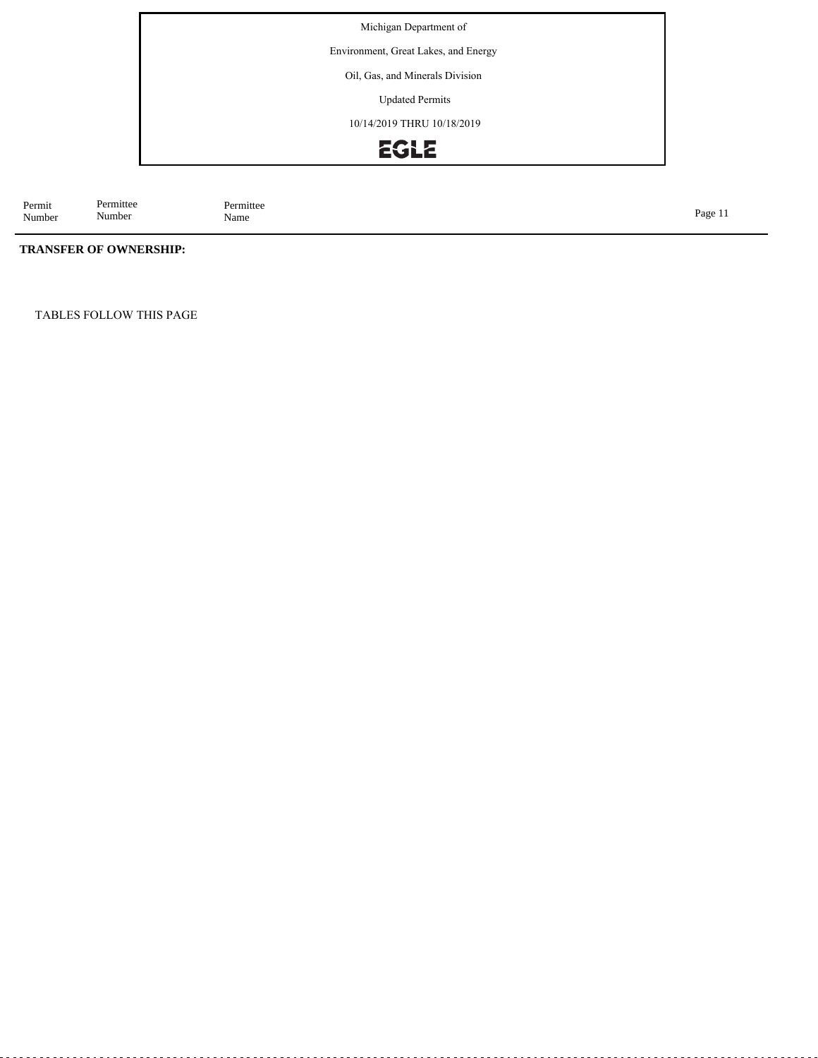| Permit Number | Permittee Number | Permittee Name |
|---|---|---|

**TRANSFER OF OWNERSHIP:**

TABLES FOLLOW THIS PAGE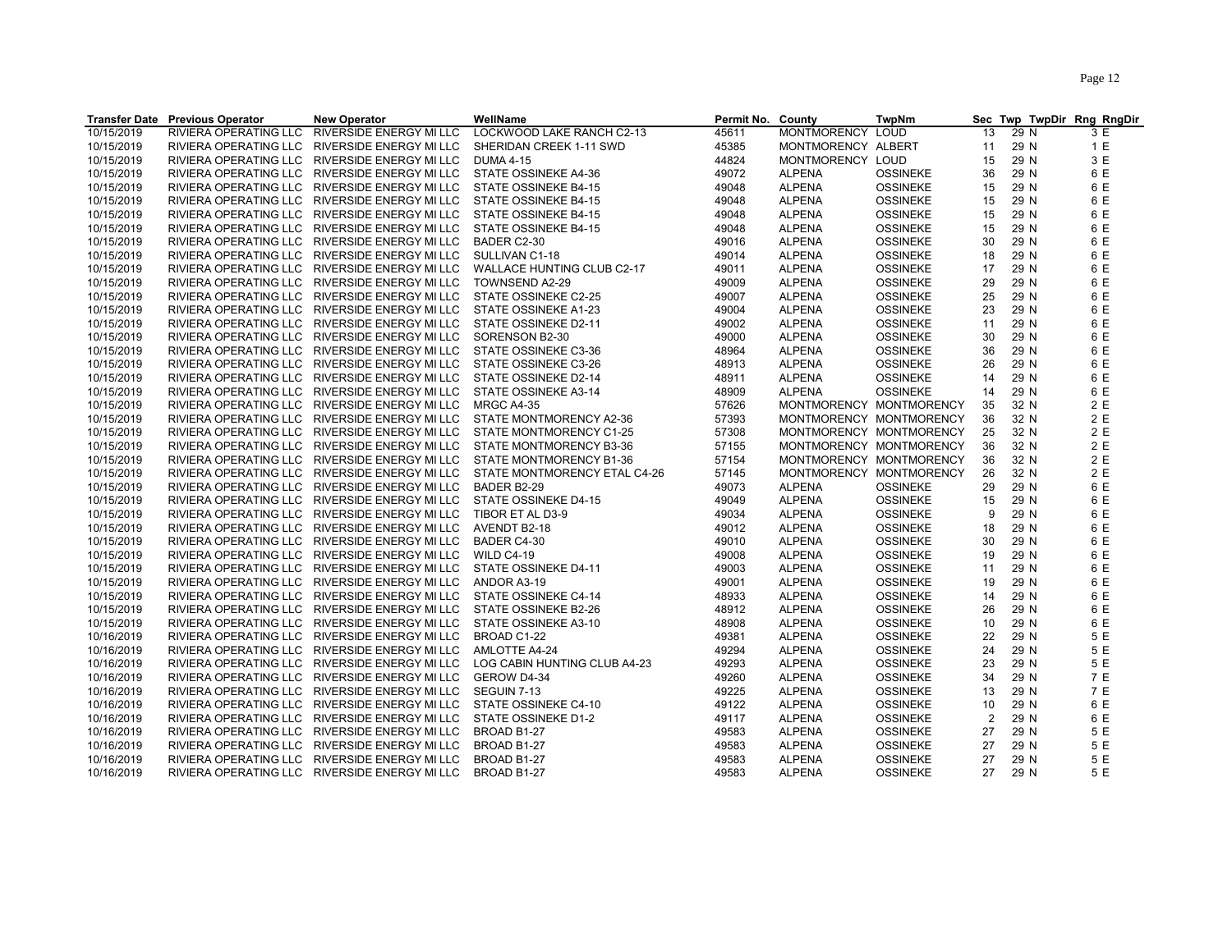| Transfer Date | Previous Operator | New Operator | WellName | Permit No. | County | TwpNm | Sec | Twp | TwpDir | Rng | RngDir |
|---|---|---|---|---|---|---|---|---|---|---|---|
| 10/15/2019 | RIVIERA OPERATING LLC | RIVERSIDE ENERGY MI LLC | LOCKWOOD LAKE RANCH C2-13 | 45611 | MONTMORENCY | LOUD | 13 | 29 | N | 3 | E |
| 10/15/2019 | RIVIERA OPERATING LLC | RIVERSIDE ENERGY MI LLC | SHERIDAN CREEK 1-11 SWD | 45385 | MONTMORENCY | ALBERT | 11 | 29 | N | 1 | E |
| 10/15/2019 | RIVIERA OPERATING LLC | RIVERSIDE ENERGY MI LLC | DUMA 4-15 | 44824 | MONTMORENCY | LOUD | 15 | 29 | N | 3 | E |
| 10/15/2019 | RIVIERA OPERATING LLC | RIVERSIDE ENERGY MI LLC | STATE OSSINEKE A4-36 | 49072 | ALPENA | OSSINEKE | 36 | 29 | N | 6 | E |
| 10/15/2019 | RIVIERA OPERATING LLC | RIVERSIDE ENERGY MI LLC | STATE OSSINEKE B4-15 | 49048 | ALPENA | OSSINEKE | 15 | 29 | N | 6 | E |
| 10/15/2019 | RIVIERA OPERATING LLC | RIVERSIDE ENERGY MI LLC | STATE OSSINEKE B4-15 | 49048 | ALPENA | OSSINEKE | 15 | 29 | N | 6 | E |
| 10/15/2019 | RIVIERA OPERATING LLC | RIVERSIDE ENERGY MI LLC | STATE OSSINEKE B4-15 | 49048 | ALPENA | OSSINEKE | 15 | 29 | N | 6 | E |
| 10/15/2019 | RIVIERA OPERATING LLC | RIVERSIDE ENERGY MI LLC | STATE OSSINEKE B4-15 | 49048 | ALPENA | OSSINEKE | 15 | 29 | N | 6 | E |
| 10/15/2019 | RIVIERA OPERATING LLC | RIVERSIDE ENERGY MI LLC | BADER C2-30 | 49016 | ALPENA | OSSINEKE | 30 | 29 | N | 6 | E |
| 10/15/2019 | RIVIERA OPERATING LLC | RIVERSIDE ENERGY MI LLC | SULLIVAN C1-18 | 49014 | ALPENA | OSSINEKE | 18 | 29 | N | 6 | E |
| 10/15/2019 | RIVIERA OPERATING LLC | RIVERSIDE ENERGY MI LLC | WALLACE HUNTING CLUB C2-17 | 49011 | ALPENA | OSSINEKE | 17 | 29 | N | 6 | E |
| 10/15/2019 | RIVIERA OPERATING LLC | RIVERSIDE ENERGY MI LLC | TOWNSEND A2-29 | 49009 | ALPENA | OSSINEKE | 29 | 29 | N | 6 | E |
| 10/15/2019 | RIVIERA OPERATING LLC | RIVERSIDE ENERGY MI LLC | STATE OSSINEKE C2-25 | 49007 | ALPENA | OSSINEKE | 25 | 29 | N | 6 | E |
| 10/15/2019 | RIVIERA OPERATING LLC | RIVERSIDE ENERGY MI LLC | STATE OSSINEKE A1-23 | 49004 | ALPENA | OSSINEKE | 23 | 29 | N | 6 | E |
| 10/15/2019 | RIVIERA OPERATING LLC | RIVERSIDE ENERGY MI LLC | STATE OSSINEKE D2-11 | 49002 | ALPENA | OSSINEKE | 11 | 29 | N | 6 | E |
| 10/15/2019 | RIVIERA OPERATING LLC | RIVERSIDE ENERGY MI LLC | SORENSON B2-30 | 49000 | ALPENA | OSSINEKE | 30 | 29 | N | 6 | E |
| 10/15/2019 | RIVIERA OPERATING LLC | RIVERSIDE ENERGY MI LLC | STATE OSSINEKE C3-36 | 48964 | ALPENA | OSSINEKE | 36 | 29 | N | 6 | E |
| 10/15/2019 | RIVIERA OPERATING LLC | RIVERSIDE ENERGY MI LLC | STATE OSSINEKE C3-26 | 48913 | ALPENA | OSSINEKE | 26 | 29 | N | 6 | E |
| 10/15/2019 | RIVIERA OPERATING LLC | RIVERSIDE ENERGY MI LLC | STATE OSSINEKE D2-14 | 48911 | ALPENA | OSSINEKE | 14 | 29 | N | 6 | E |
| 10/15/2019 | RIVIERA OPERATING LLC | RIVERSIDE ENERGY MI LLC | STATE OSSINEKE A3-14 | 48909 | ALPENA | OSSINEKE | 14 | 29 | N | 6 | E |
| 10/15/2019 | RIVIERA OPERATING LLC | RIVERSIDE ENERGY MI LLC | MRGC A4-35 | 57626 | MONTMORENCY | MONTMORENCY | 35 | 32 | N | 2 | E |
| 10/15/2019 | RIVIERA OPERATING LLC | RIVERSIDE ENERGY MI LLC | STATE MONTMORENCY A2-36 | 57393 | MONTMORENCY | MONTMORENCY | 36 | 32 | N | 2 | E |
| 10/15/2019 | RIVIERA OPERATING LLC | RIVERSIDE ENERGY MI LLC | STATE MONTMORENCY C1-25 | 57308 | MONTMORENCY | MONTMORENCY | 25 | 32 | N | 2 | E |
| 10/15/2019 | RIVIERA OPERATING LLC | RIVERSIDE ENERGY MI LLC | STATE MONTMORENCY B3-36 | 57155 | MONTMORENCY | MONTMORENCY | 36 | 32 | N | 2 | E |
| 10/15/2019 | RIVIERA OPERATING LLC | RIVERSIDE ENERGY MI LLC | STATE MONTMORENCY B1-36 | 57154 | MONTMORENCY | MONTMORENCY | 36 | 32 | N | 2 | E |
| 10/15/2019 | RIVIERA OPERATING LLC | RIVERSIDE ENERGY MI LLC | STATE MONTMORENCY ETAL C4-26 | 57145 | MONTMORENCY | MONTMORENCY | 26 | 32 | N | 2 | E |
| 10/15/2019 | RIVIERA OPERATING LLC | RIVERSIDE ENERGY MI LLC | BADER B2-29 | 49073 | ALPENA | OSSINEKE | 29 | 29 | N | 6 | E |
| 10/15/2019 | RIVIERA OPERATING LLC | RIVERSIDE ENERGY MI LLC | STATE OSSINEKE D4-15 | 49049 | ALPENA | OSSINEKE | 15 | 29 | N | 6 | E |
| 10/15/2019 | RIVIERA OPERATING LLC | RIVERSIDE ENERGY MI LLC | TIBOR ET AL D3-9 | 49034 | ALPENA | OSSINEKE | 9 | 29 | N | 6 | E |
| 10/15/2019 | RIVIERA OPERATING LLC | RIVERSIDE ENERGY MI LLC | AVENDT B2-18 | 49012 | ALPENA | OSSINEKE | 18 | 29 | N | 6 | E |
| 10/15/2019 | RIVIERA OPERATING LLC | RIVERSIDE ENERGY MI LLC | BADER C4-30 | 49010 | ALPENA | OSSINEKE | 30 | 29 | N | 6 | E |
| 10/15/2019 | RIVIERA OPERATING LLC | RIVERSIDE ENERGY MI LLC | WILD C4-19 | 49008 | ALPENA | OSSINEKE | 19 | 29 | N | 6 | E |
| 10/15/2019 | RIVIERA OPERATING LLC | RIVERSIDE ENERGY MI LLC | STATE OSSINEKE D4-11 | 49003 | ALPENA | OSSINEKE | 11 | 29 | N | 6 | E |
| 10/15/2019 | RIVIERA OPERATING LLC | RIVERSIDE ENERGY MI LLC | ANDOR A3-19 | 49001 | ALPENA | OSSINEKE | 19 | 29 | N | 6 | E |
| 10/15/2019 | RIVIERA OPERATING LLC | RIVERSIDE ENERGY MI LLC | STATE OSSINEKE C4-14 | 48933 | ALPENA | OSSINEKE | 14 | 29 | N | 6 | E |
| 10/15/2019 | RIVIERA OPERATING LLC | RIVERSIDE ENERGY MI LLC | STATE OSSINEKE B2-26 | 48912 | ALPENA | OSSINEKE | 26 | 29 | N | 6 | E |
| 10/15/2019 | RIVIERA OPERATING LLC | RIVERSIDE ENERGY MI LLC | STATE OSSINEKE A3-10 | 48908 | ALPENA | OSSINEKE | 10 | 29 | N | 6 | E |
| 10/16/2019 | RIVIERA OPERATING LLC | RIVERSIDE ENERGY MI LLC | BROAD C1-22 | 49381 | ALPENA | OSSINEKE | 22 | 29 | N | 5 | E |
| 10/16/2019 | RIVIERA OPERATING LLC | RIVERSIDE ENERGY MI LLC | AMLOTTE A4-24 | 49294 | ALPENA | OSSINEKE | 24 | 29 | N | 5 | E |
| 10/16/2019 | RIVIERA OPERATING LLC | RIVERSIDE ENERGY MI LLC | LOG CABIN HUNTING CLUB A4-23 | 49293 | ALPENA | OSSINEKE | 23 | 29 | N | 5 | E |
| 10/16/2019 | RIVIERA OPERATING LLC | RIVERSIDE ENERGY MI LLC | GEROW D4-34 | 49260 | ALPENA | OSSINEKE | 34 | 29 | N | 7 | E |
| 10/16/2019 | RIVIERA OPERATING LLC | RIVERSIDE ENERGY MI LLC | SEGUIN 7-13 | 49225 | ALPENA | OSSINEKE | 13 | 29 | N | 7 | E |
| 10/16/2019 | RIVIERA OPERATING LLC | RIVERSIDE ENERGY MI LLC | STATE OSSINEKE C4-10 | 49122 | ALPENA | OSSINEKE | 10 | 29 | N | 6 | E |
| 10/16/2019 | RIVIERA OPERATING LLC | RIVERSIDE ENERGY MI LLC | STATE OSSINEKE D1-2 | 49117 | ALPENA | OSSINEKE | 2 | 29 | N | 6 | E |
| 10/16/2019 | RIVIERA OPERATING LLC | RIVERSIDE ENERGY MI LLC | BROAD B1-27 | 49583 | ALPENA | OSSINEKE | 27 | 29 | N | 5 | E |
| 10/16/2019 | RIVIERA OPERATING LLC | RIVERSIDE ENERGY MI LLC | BROAD B1-27 | 49583 | ALPENA | OSSINEKE | 27 | 29 | N | 5 | E |
| 10/16/2019 | RIVIERA OPERATING LLC | RIVERSIDE ENERGY MI LLC | BROAD B1-27 | 49583 | ALPENA | OSSINEKE | 27 | 29 | N | 5 | E |
| 10/16/2019 | RIVIERA OPERATING LLC | RIVERSIDE ENERGY MI LLC | BROAD B1-27 | 49583 | ALPENA | OSSINEKE | 27 | 29 | N | 5 | E |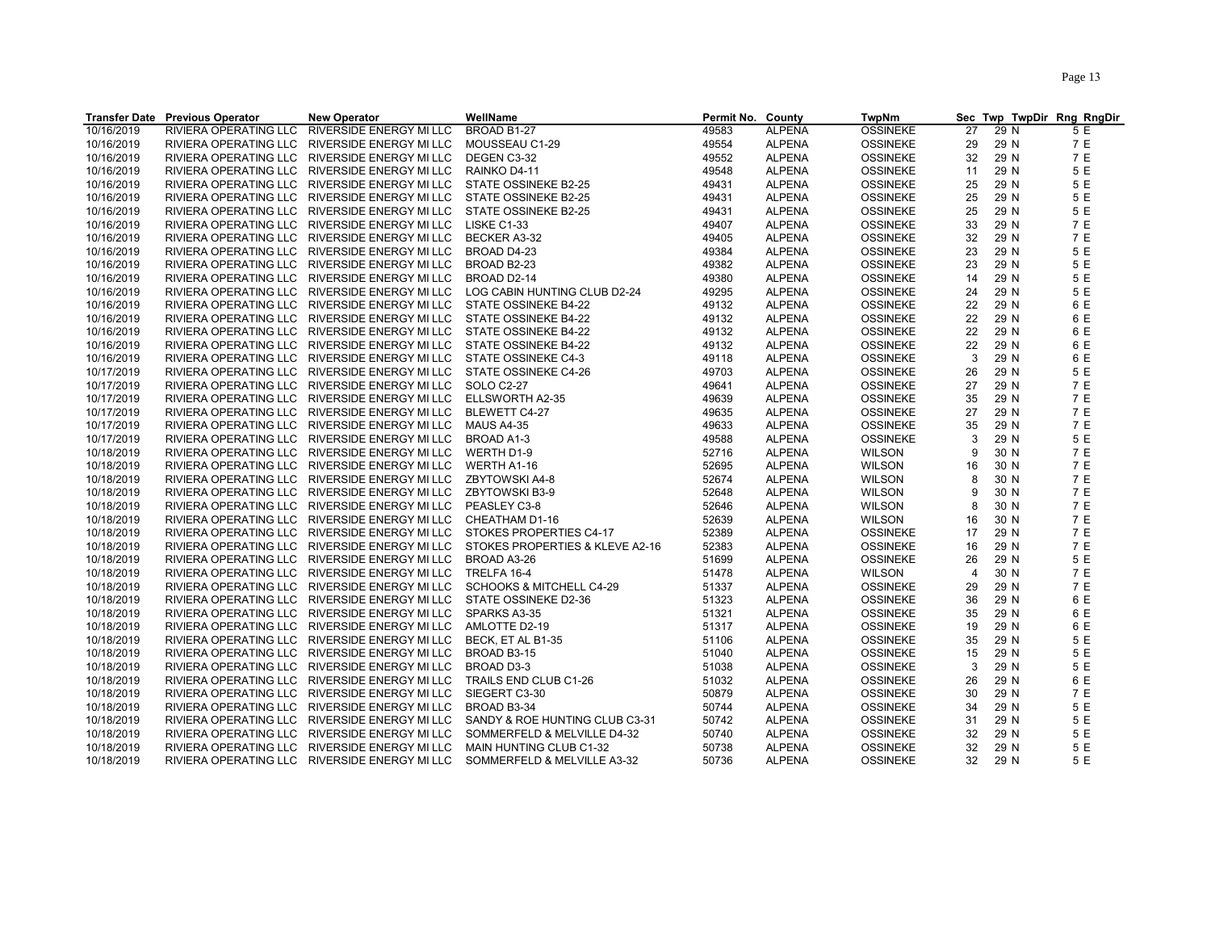| Transfer Date | Previous Operator | New Operator | WellName | Permit No. | County | TwpNm | Sec | Twp | TwpDir | Rng | RngDir |
|---|---|---|---|---|---|---|---|---|---|---|---|
| 10/16/2019 | RIVIERA OPERATING LLC | RIVERSIDE ENERGY MI LLC | BROAD B1-27 | 49583 | ALPENA | OSSINEKE | 27 | 29 | N | 5 | E |
| 10/16/2019 | RIVIERA OPERATING LLC | RIVERSIDE ENERGY MI LLC | MOUSSEAU C1-29 | 49554 | ALPENA | OSSINEKE | 29 | 29 | N | 7 | E |
| 10/16/2019 | RIVIERA OPERATING LLC | RIVERSIDE ENERGY MI LLC | DEGEN C3-32 | 49552 | ALPENA | OSSINEKE | 32 | 29 | N | 7 | E |
| 10/16/2019 | RIVIERA OPERATING LLC | RIVERSIDE ENERGY MI LLC | RAINKO D4-11 | 49548 | ALPENA | OSSINEKE | 11 | 29 | N | 5 | E |
| 10/16/2019 | RIVIERA OPERATING LLC | RIVERSIDE ENERGY MI LLC | STATE OSSINEKE B2-25 | 49431 | ALPENA | OSSINEKE | 25 | 29 | N | 5 | E |
| 10/16/2019 | RIVIERA OPERATING LLC | RIVERSIDE ENERGY MI LLC | STATE OSSINEKE B2-25 | 49431 | ALPENA | OSSINEKE | 25 | 29 | N | 5 | E |
| 10/16/2019 | RIVIERA OPERATING LLC | RIVERSIDE ENERGY MI LLC | STATE OSSINEKE B2-25 | 49431 | ALPENA | OSSINEKE | 25 | 29 | N | 5 | E |
| 10/16/2019 | RIVIERA OPERATING LLC | RIVERSIDE ENERGY MI LLC | LISKE C1-33 | 49407 | ALPENA | OSSINEKE | 33 | 29 | N | 7 | E |
| 10/16/2019 | RIVIERA OPERATING LLC | RIVERSIDE ENERGY MI LLC | BECKER A3-32 | 49405 | ALPENA | OSSINEKE | 32 | 29 | N | 7 | E |
| 10/16/2019 | RIVIERA OPERATING LLC | RIVERSIDE ENERGY MI LLC | BROAD D4-23 | 49384 | ALPENA | OSSINEKE | 23 | 29 | N | 5 | E |
| 10/16/2019 | RIVIERA OPERATING LLC | RIVERSIDE ENERGY MI LLC | BROAD B2-23 | 49382 | ALPENA | OSSINEKE | 23 | 29 | N | 5 | E |
| 10/16/2019 | RIVIERA OPERATING LLC | RIVERSIDE ENERGY MI LLC | BROAD D2-14 | 49380 | ALPENA | OSSINEKE | 14 | 29 | N | 5 | E |
| 10/16/2019 | RIVIERA OPERATING LLC | RIVERSIDE ENERGY MI LLC | LOG CABIN HUNTING CLUB D2-24 | 49295 | ALPENA | OSSINEKE | 24 | 29 | N | 5 | E |
| 10/16/2019 | RIVIERA OPERATING LLC | RIVERSIDE ENERGY MI LLC | STATE OSSINEKE B4-22 | 49132 | ALPENA | OSSINEKE | 22 | 29 | N | 6 | E |
| 10/16/2019 | RIVIERA OPERATING LLC | RIVERSIDE ENERGY MI LLC | STATE OSSINEKE B4-22 | 49132 | ALPENA | OSSINEKE | 22 | 29 | N | 6 | E |
| 10/16/2019 | RIVIERA OPERATING LLC | RIVERSIDE ENERGY MI LLC | STATE OSSINEKE B4-22 | 49132 | ALPENA | OSSINEKE | 22 | 29 | N | 6 | E |
| 10/16/2019 | RIVIERA OPERATING LLC | RIVERSIDE ENERGY MI LLC | STATE OSSINEKE B4-22 | 49132 | ALPENA | OSSINEKE | 22 | 29 | N | 6 | E |
| 10/16/2019 | RIVIERA OPERATING LLC | RIVERSIDE ENERGY MI LLC | STATE OSSINEKE C4-3 | 49118 | ALPENA | OSSINEKE | 3 | 29 | N | 6 | E |
| 10/17/2019 | RIVIERA OPERATING LLC | RIVERSIDE ENERGY MI LLC | STATE OSSINEKE C4-26 | 49703 | ALPENA | OSSINEKE | 26 | 29 | N | 5 | E |
| 10/17/2019 | RIVIERA OPERATING LLC | RIVERSIDE ENERGY MI LLC | SOLO C2-27 | 49641 | ALPENA | OSSINEKE | 27 | 29 | N | 7 | E |
| 10/17/2019 | RIVIERA OPERATING LLC | RIVERSIDE ENERGY MI LLC | ELLSWORTH A2-35 | 49639 | ALPENA | OSSINEKE | 35 | 29 | N | 7 | E |
| 10/17/2019 | RIVIERA OPERATING LLC | RIVERSIDE ENERGY MI LLC | BLEWETT C4-27 | 49635 | ALPENA | OSSINEKE | 27 | 29 | N | 7 | E |
| 10/17/2019 | RIVIERA OPERATING LLC | RIVERSIDE ENERGY MI LLC | MAUS A4-35 | 49633 | ALPENA | OSSINEKE | 35 | 29 | N | 7 | E |
| 10/17/2019 | RIVIERA OPERATING LLC | RIVERSIDE ENERGY MI LLC | BROAD A1-3 | 49588 | ALPENA | OSSINEKE | 3 | 29 | N | 5 | E |
| 10/18/2019 | RIVIERA OPERATING LLC | RIVERSIDE ENERGY MI LLC | WERTH D1-9 | 52716 | ALPENA | WILSON | 9 | 30 | N | 7 | E |
| 10/18/2019 | RIVIERA OPERATING LLC | RIVERSIDE ENERGY MI LLC | WERTH A1-16 | 52695 | ALPENA | WILSON | 16 | 30 | N | 7 | E |
| 10/18/2019 | RIVIERA OPERATING LLC | RIVERSIDE ENERGY MI LLC | ZBYTOWSKI A4-8 | 52674 | ALPENA | WILSON | 8 | 30 | N | 7 | E |
| 10/18/2019 | RIVIERA OPERATING LLC | RIVERSIDE ENERGY MI LLC | ZBYTOWSKI B3-9 | 52648 | ALPENA | WILSON | 9 | 30 | N | 7 | E |
| 10/18/2019 | RIVIERA OPERATING LLC | RIVERSIDE ENERGY MI LLC | PEASLEY C3-8 | 52646 | ALPENA | WILSON | 8 | 30 | N | 7 | E |
| 10/18/2019 | RIVIERA OPERATING LLC | RIVERSIDE ENERGY MI LLC | CHEATHAM D1-16 | 52639 | ALPENA | WILSON | 16 | 30 | N | 7 | E |
| 10/18/2019 | RIVIERA OPERATING LLC | RIVERSIDE ENERGY MI LLC | STOKES PROPERTIES C4-17 | 52389 | ALPENA | OSSINEKE | 17 | 29 | N | 7 | E |
| 10/18/2019 | RIVIERA OPERATING LLC | RIVERSIDE ENERGY MI LLC | STOKES PROPERTIES & KLEVE A2-16 | 52383 | ALPENA | OSSINEKE | 16 | 29 | N | 7 | E |
| 10/18/2019 | RIVIERA OPERATING LLC | RIVERSIDE ENERGY MI LLC | BROAD A3-26 | 51699 | ALPENA | OSSINEKE | 26 | 29 | N | 5 | E |
| 10/18/2019 | RIVIERA OPERATING LLC | RIVERSIDE ENERGY MI LLC | TRELFA 16-4 | 51478 | ALPENA | WILSON | 4 | 30 | N | 7 | E |
| 10/18/2019 | RIVIERA OPERATING LLC | RIVERSIDE ENERGY MI LLC | SCHOOKS & MITCHELL C4-29 | 51337 | ALPENA | OSSINEKE | 29 | 29 | N | 7 | E |
| 10/18/2019 | RIVIERA OPERATING LLC | RIVERSIDE ENERGY MI LLC | STATE OSSINEKE D2-36 | 51323 | ALPENA | OSSINEKE | 36 | 29 | N | 6 | E |
| 10/18/2019 | RIVIERA OPERATING LLC | RIVERSIDE ENERGY MI LLC | SPARKS A3-35 | 51321 | ALPENA | OSSINEKE | 35 | 29 | N | 6 | E |
| 10/18/2019 | RIVIERA OPERATING LLC | RIVERSIDE ENERGY MI LLC | AMLOTTE D2-19 | 51317 | ALPENA | OSSINEKE | 19 | 29 | N | 6 | E |
| 10/18/2019 | RIVIERA OPERATING LLC | RIVERSIDE ENERGY MI LLC | BECK, ET AL B1-35 | 51106 | ALPENA | OSSINEKE | 35 | 29 | N | 5 | E |
| 10/18/2019 | RIVIERA OPERATING LLC | RIVERSIDE ENERGY MI LLC | BROAD B3-15 | 51040 | ALPENA | OSSINEKE | 15 | 29 | N | 5 | E |
| 10/18/2019 | RIVIERA OPERATING LLC | RIVERSIDE ENERGY MI LLC | BROAD D3-3 | 51038 | ALPENA | OSSINEKE | 3 | 29 | N | 5 | E |
| 10/18/2019 | RIVIERA OPERATING LLC | RIVERSIDE ENERGY MI LLC | TRAILS END CLUB C1-26 | 51032 | ALPENA | OSSINEKE | 26 | 29 | N | 6 | E |
| 10/18/2019 | RIVIERA OPERATING LLC | RIVERSIDE ENERGY MI LLC | SIEGERT C3-30 | 50879 | ALPENA | OSSINEKE | 30 | 29 | N | 7 | E |
| 10/18/2019 | RIVIERA OPERATING LLC | RIVERSIDE ENERGY MI LLC | BROAD B3-34 | 50744 | ALPENA | OSSINEKE | 34 | 29 | N | 5 | E |
| 10/18/2019 | RIVIERA OPERATING LLC | RIVERSIDE ENERGY MI LLC | SANDY & ROE HUNTING CLUB C3-31 | 50742 | ALPENA | OSSINEKE | 31 | 29 | N | 5 | E |
| 10/18/2019 | RIVIERA OPERATING LLC | RIVERSIDE ENERGY MI LLC | SOMMERFELD & MELVILLE D4-32 | 50740 | ALPENA | OSSINEKE | 32 | 29 | N | 5 | E |
| 10/18/2019 | RIVIERA OPERATING LLC | RIVERSIDE ENERGY MI LLC | MAIN HUNTING CLUB C1-32 | 50738 | ALPENA | OSSINEKE | 32 | 29 | N | 5 | E |
| 10/18/2019 | RIVIERA OPERATING LLC | RIVERSIDE ENERGY MI LLC | SOMMERFELD & MELVILLE A3-32 | 50736 | ALPENA | OSSINEKE | 32 | 29 | N | 5 | E |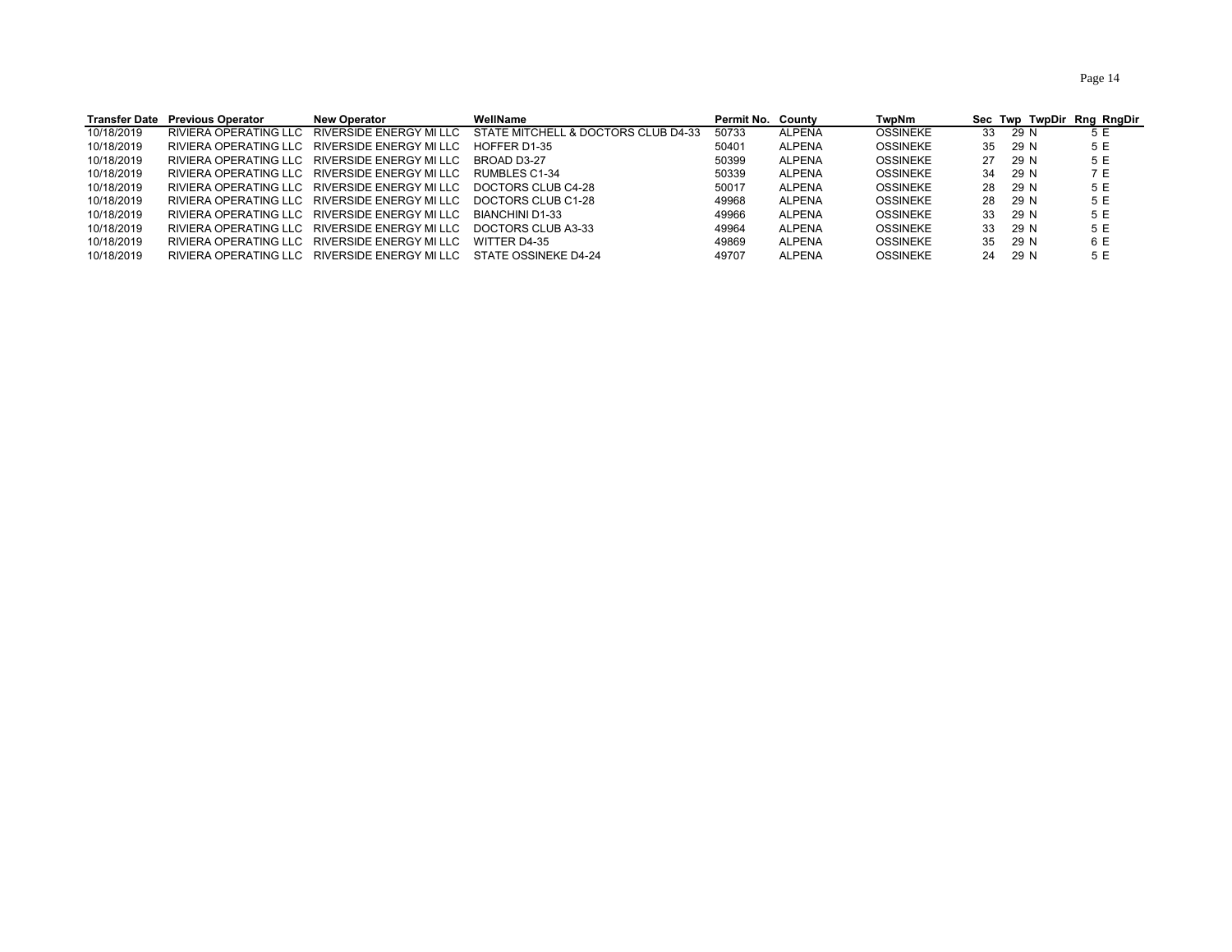| Transfer Date | Previous Operator | New Operator | WellName | Permit No. | County | TwpNm | Sec | Twp | TwpDir | Rng | RngDir |
|---|---|---|---|---|---|---|---|---|---|---|---|
| 10/18/2019 | RIVIERA OPERATING LLC | RIVERSIDE ENERGY MI LLC | STATE MITCHELL & DOCTORS CLUB D4-33 | 50733 | ALPENA | OSSINEKE | 33 | 29 | N | 5 | E |
| 10/18/2019 | RIVIERA OPERATING LLC | RIVERSIDE ENERGY MI LLC | HOFFER D1-35 | 50401 | ALPENA | OSSINEKE | 35 | 29 | N | 5 | E |
| 10/18/2019 | RIVIERA OPERATING LLC | RIVERSIDE ENERGY MI LLC | BROAD D3-27 | 50399 | ALPENA | OSSINEKE | 27 | 29 | N | 5 | E |
| 10/18/2019 | RIVIERA OPERATING LLC | RIVERSIDE ENERGY MI LLC | RUMBLES C1-34 | 50339 | ALPENA | OSSINEKE | 34 | 29 | N | 7 | E |
| 10/18/2019 | RIVIERA OPERATING LLC | RIVERSIDE ENERGY MI LLC | DOCTORS CLUB C4-28 | 50017 | ALPENA | OSSINEKE | 28 | 29 | N | 5 | E |
| 10/18/2019 | RIVIERA OPERATING LLC | RIVERSIDE ENERGY MI LLC | DOCTORS CLUB C1-28 | 49968 | ALPENA | OSSINEKE | 28 | 29 | N | 5 | E |
| 10/18/2019 | RIVIERA OPERATING LLC | RIVERSIDE ENERGY MI LLC | BIANCHINI D1-33 | 49966 | ALPENA | OSSINEKE | 33 | 29 | N | 5 | E |
| 10/18/2019 | RIVIERA OPERATING LLC | RIVERSIDE ENERGY MI LLC | DOCTORS CLUB A3-33 | 49964 | ALPENA | OSSINEKE | 33 | 29 | N | 5 | E |
| 10/18/2019 | RIVIERA OPERATING LLC | RIVERSIDE ENERGY MI LLC | WITTER D4-35 | 49869 | ALPENA | OSSINEKE | 35 | 29 | N | 6 | E |
| 10/18/2019 | RIVIERA OPERATING LLC | RIVERSIDE ENERGY MI LLC | STATE OSSINEKE D4-24 | 49707 | ALPENA | OSSINEKE | 24 | 29 | N | 5 | E |